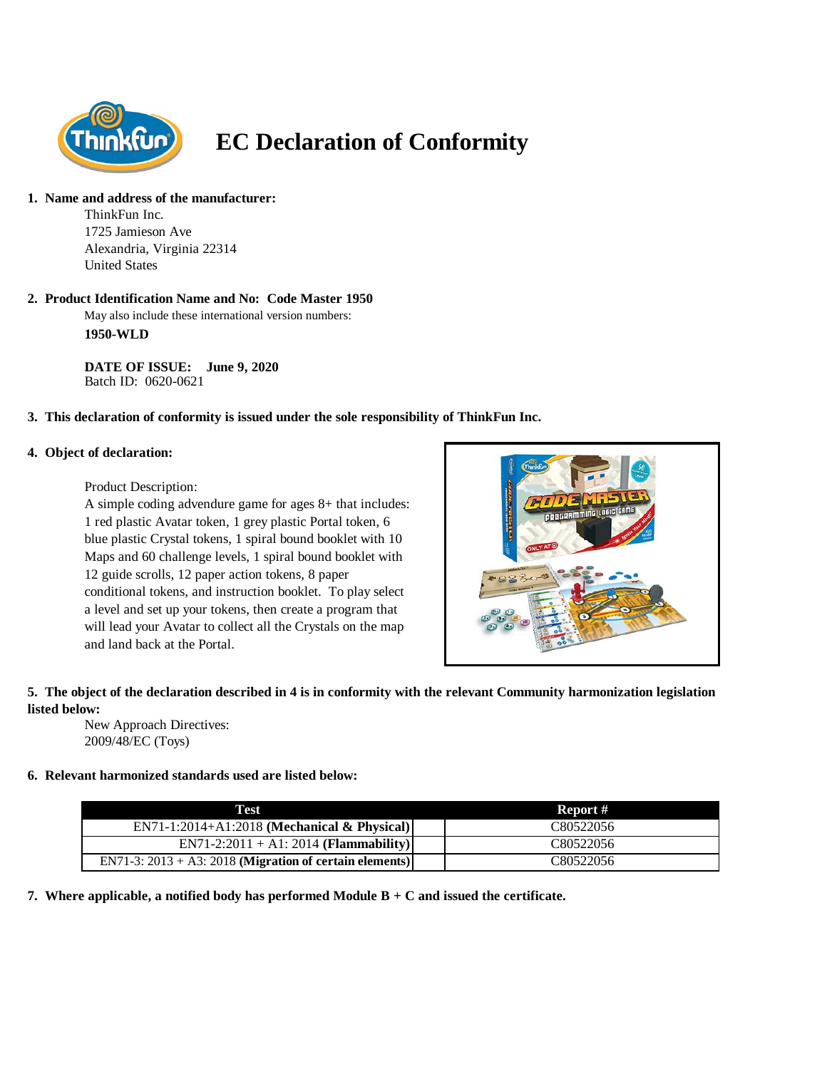# EC Declaration of Conformity

**1. Name and address of the manufacturer:**

ThinkFun Inc.
1725 Jamieson Ave
Alexandria, Virginia 22314
United States

**2. Product Identification Name and No: Code Master 1950**

May also include these international version numbers:

**1950-WLD**

**DATE OF ISSUE: June 9, 2020**
Batch ID: 0620-0621

**3. This declaration of conformity is issued under the sole responsibility of ThinkFun Inc.**

**4. Object of declaration:**

Product Description:
A simple coding advendure game for ages 8+ that includes: 1 red plastic Avatar token, 1 grey plastic Portal token, 6 blue plastic Crystal tokens, 1 spiral bound booklet with 10 Maps and 60 challenge levels, 1 spiral bound booklet with 12 guide scrolls, 12 paper action tokens, 8 paper conditional tokens, and instruction booklet. To play select a level and set up your tokens, then create a program that will lead your Avatar to collect all the Crystals on the map and land back at the Portal.

**5. The object of the declaration described in 4 is in conformity with the relevant Community harmonization legislation listed below:**

New Approach Directives:
2009/48/EC (Toys)

**6. Relevant harmonized standards used are listed below:**

| Test | Report # |
|---|---|
| EN71-1:2014+A1:2018 **(Mechanical & Physical)** | C80522056 |
| EN71-2:2011 + A1: 2014 **(Flammability)** | C80522056 |
| EN71-3: 2013 + A3: 2018 **(Migration of certain elements)** | C80522056 |

**7. Where applicable, a notified body has performed Module B + C and issued the certificate.**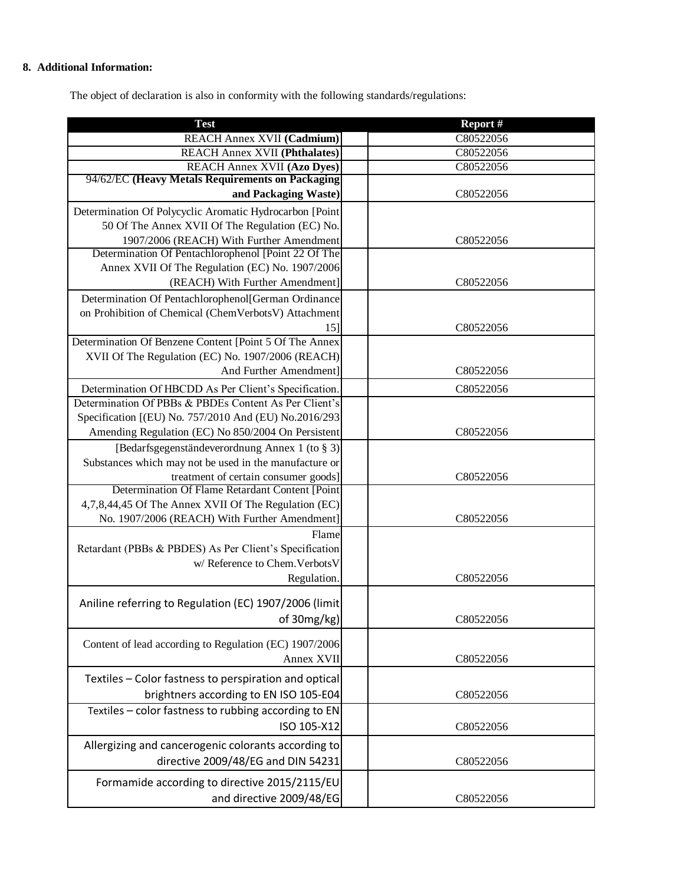**8. Additional Information:**

The object of declaration is also in conformity with the following standards/regulations:

| Test | Report # |
|---|---|
| REACH Annex XVII **(Cadmium)** | C80522056 |
| REACH Annex XVII **(Phthalates)** | C80522056 |
| REACH Annex XVII **(Azo Dyes)** | C80522056 |
| 94/62/EC **(Heavy Metals Requirements on Packaging and Packaging Waste)** | C80522056 |
| Determination Of Polycyclic Aromatic Hydrocarbon [Point 50 Of The Annex XVII Of The Regulation (EC) No. 1907/2006 (REACH) With Further Amendment | C80522056 |
| Determination Of Pentachlorophenol [Point 22 Of The Annex XVII Of The Regulation (EC) No. 1907/2006 (REACH) With Further Amendment] | C80522056 |
| Determination Of Pentachlorophenol[German Ordinance on Prohibition of Chemical (ChemVerbotsV) Attachment 15] | C80522056 |
| Determination Of Benzene Content [Point 5 Of The Annex XVII Of The Regulation (EC) No. 1907/2006 (REACH) And Further Amendment] | C80522056 |
| Determination Of HBCDD As Per Client's Specification. | C80522056 |
| Determination Of PBBs & PBDEs Content As Per Client's Specification [(EU) No. 757/2010 And (EU) No.2016/293 Amending Regulation (EC) No 850/2004 On Persistent | C80522056 |
| [Bedarfsgegenständeverordnung Annex 1 (to § 3) Substances which may not be used in the manufacture or treatment of certain consumer goods] | C80522056 |
| Determination Of Flame Retardant Content [Point 4,7,8,44,45 Of The Annex XVII Of The Regulation (EC) No. 1907/2006 (REACH) With Further Amendment] | C80522056 |
| Flame Retardant (PBBs & PBDES) As Per Client's Specification w/ Reference to Chem.VerbotsV Regulation. | C80522056 |
| Aniline referring to Regulation (EC) 1907/2006 (limit of 30mg/kg) | C80522056 |
| Content of lead according to Regulation (EC) 1907/2006 Annex XVII | C80522056 |
| Textiles – Color fastness to perspiration and optical brightners according to EN ISO 105-E04 | C80522056 |
| Textiles – color fastness to rubbing according to EN ISO 105-X12 | C80522056 |
| Allergizing and cancerogenic colorants according to directive 2009/48/EG and DIN 54231 | C80522056 |
| Formamide according to directive 2015/2115/EU and directive 2009/48/EG | C80522056 |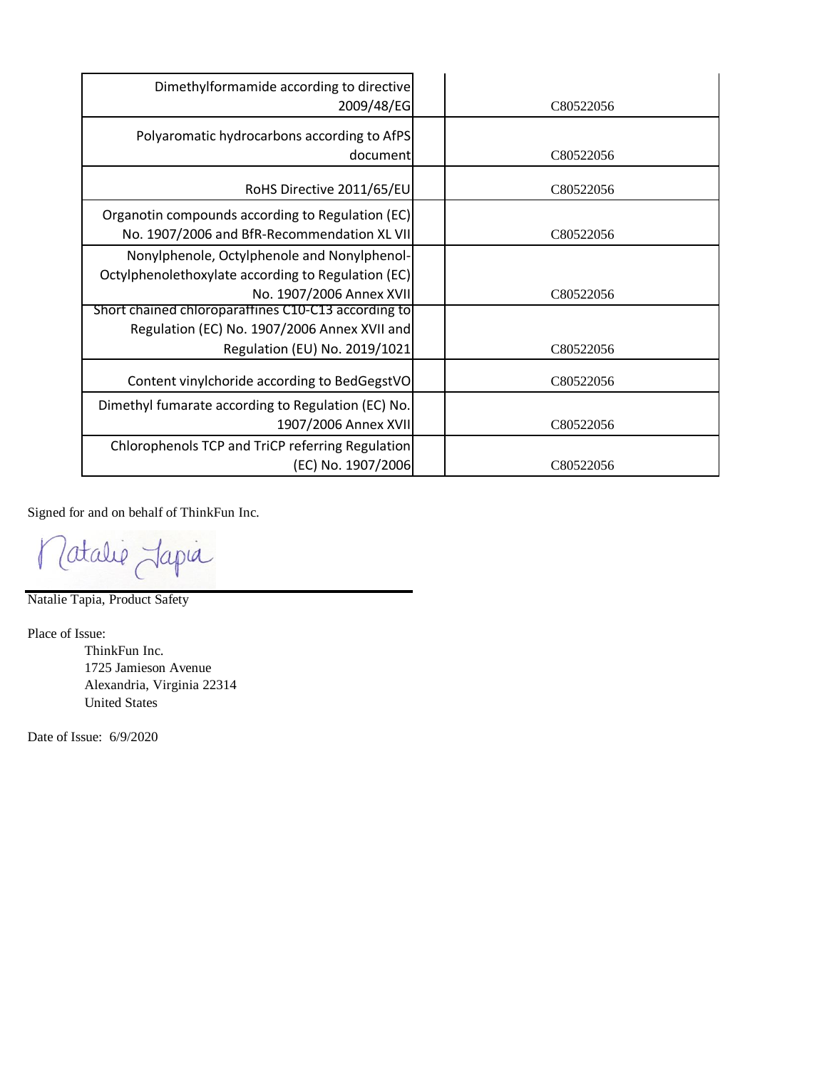| | |
|---|---|
| Dimethylformamide according to directive 2009/48/EG | C80522056 |
| Polyaromatic hydrocarbons according to AfPS document | C80522056 |
| RoHS Directive 2011/65/EU | C80522056 |
| Organotin compounds according to Regulation (EC) No. 1907/2006 and BfR-Recommendation XL VII | C80522056 |
| Nonylphenole, Octylphenole and Nonylphenol-Octylphenolethoxylate according to Regulation (EC) No. 1907/2006 Annex XVII | C80522056 |
| Short chained chloroparaffines C10-C13 according to Regulation (EC) No. 1907/2006 Annex XVII and Regulation (EU) No. 2019/1021 | C80522056 |
| Content vinylchoride according to BedGegstVO | C80522056 |
| Dimethyl fumarate according to Regulation (EC) No. 1907/2006 Annex XVII | C80522056 |
| Chlorophenols TCP and TriCP referring Regulation (EC) No. 1907/2006 | C80522056 |

Signed for and on behalf of ThinkFun Inc.

Natalie Tapia

Natalie Tapia, Product Safety

Place of Issue:

ThinkFun Inc.
1725 Jamieson Avenue
Alexandria, Virginia 22314
United States

Date of Issue: 6/9/2020